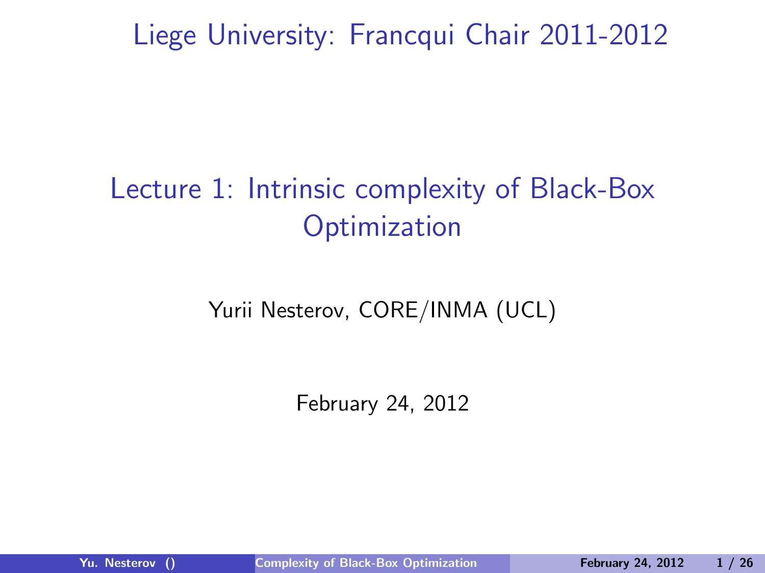Liege University: Francqui Chair 2011-2012

# Lecture 1: Intrinsic complexity of Black-Box Optimization

Yurii Nesterov, CORE/INMA (UCL)

February 24, 2012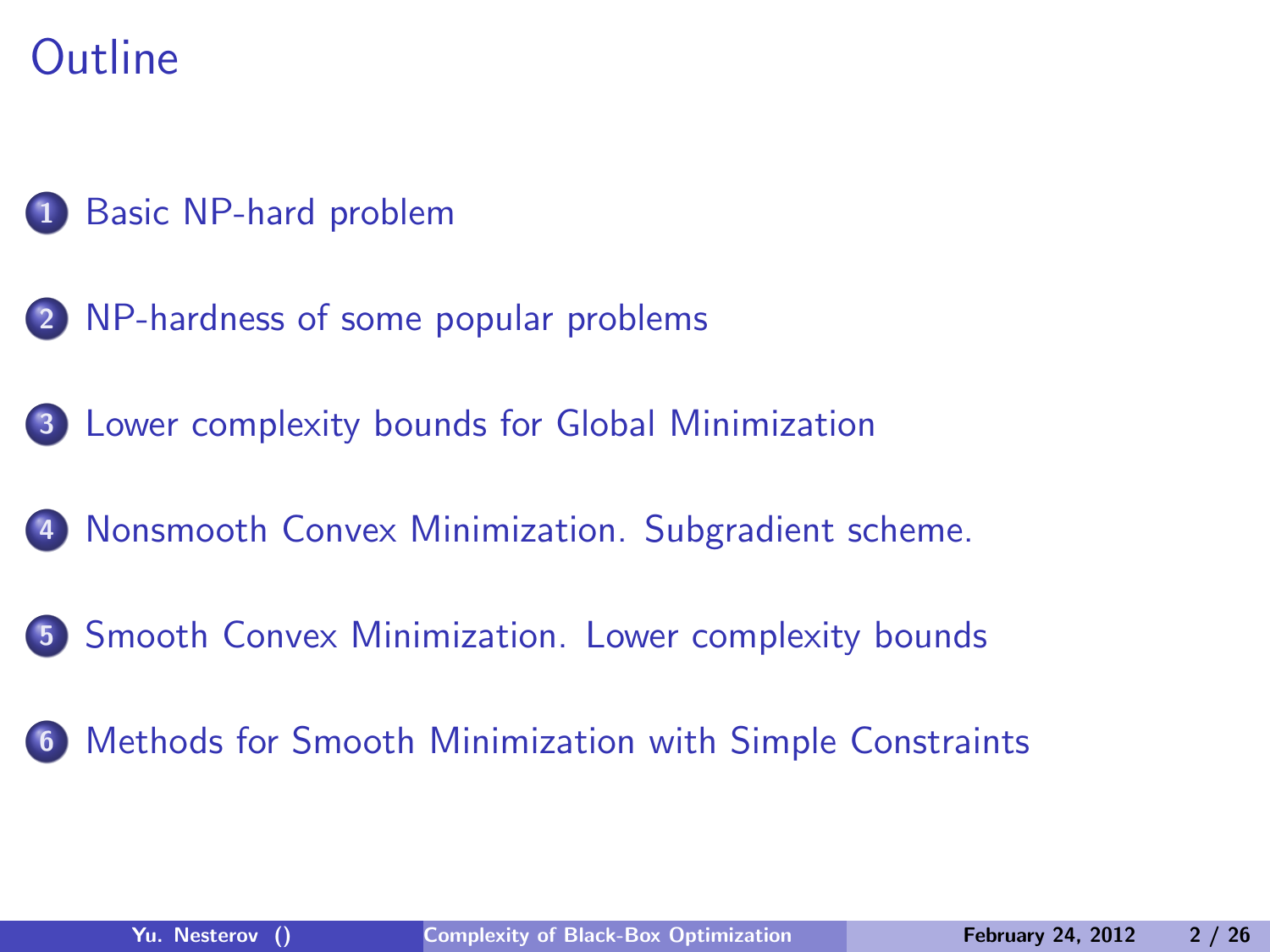# Outline

1. Basic NP-hard problem
2. NP-hardness of some popular problems
3. Lower complexity bounds for Global Minimization
4. Nonsmooth Convex Minimization. Subgradient scheme.
5. Smooth Convex Minimization. Lower complexity bounds
6. Methods for Smooth Minimization with Simple Constraints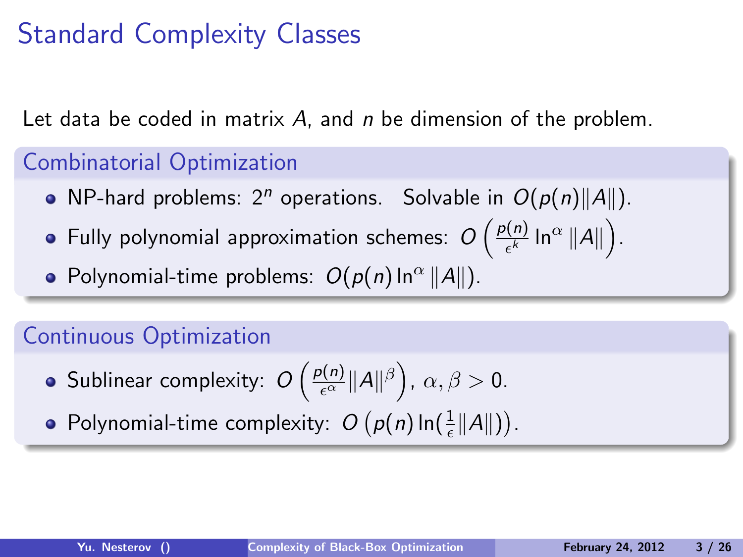# Standard Complexity Classes

Let data be coded in matrix $A$, and $n$ be dimension of the problem.

### Combinatorial Optimization

- NP-hard problems: $2^n$ operations. Solvable in $O(p(n)\|A\|)$.
- Fully polynomial approximation schemes: $O\left(\frac{p(n)}{\epsilon^k}\ln^\alpha \|A\|\right)$.
- Polynomial-time problems: $O(p(n)\ln^\alpha \|A\|)$.

### Continuous Optimization

- Sublinear complexity: $O\left(\frac{p(n)}{\epsilon^\alpha}\|A\|^\beta\right)$, $\alpha, \beta > 0$.
- Polynomial-time complexity: $O\left(p(n)\ln(\frac{1}{\epsilon}\|A\|)\right)$.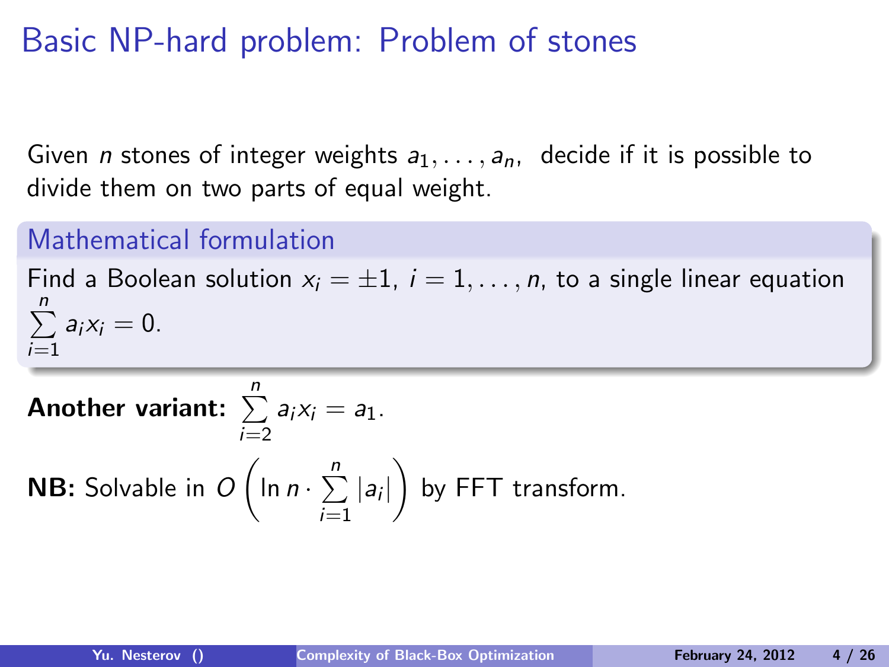# Basic NP-hard problem: Problem of stones

Given $n$ stones of integer weights $a_1, \dots, a_n$, decide if it is possible to divide them on two parts of equal weight.

### Mathematical formulation

Find a Boolean solution $x_i = \pm 1$, $i = 1, \dots, n$, to a single linear equation $\sum\limits_{i=1}^{n} a_i x_i = 0$.

**Another variant:** $\sum\limits_{i=2}^{n} a_i x_i = a_1$.

**NB:** Solvable in $O\left( \ln n \cdot \sum\limits_{i=1}^{n} |a_i| \right)$ by FFT transform.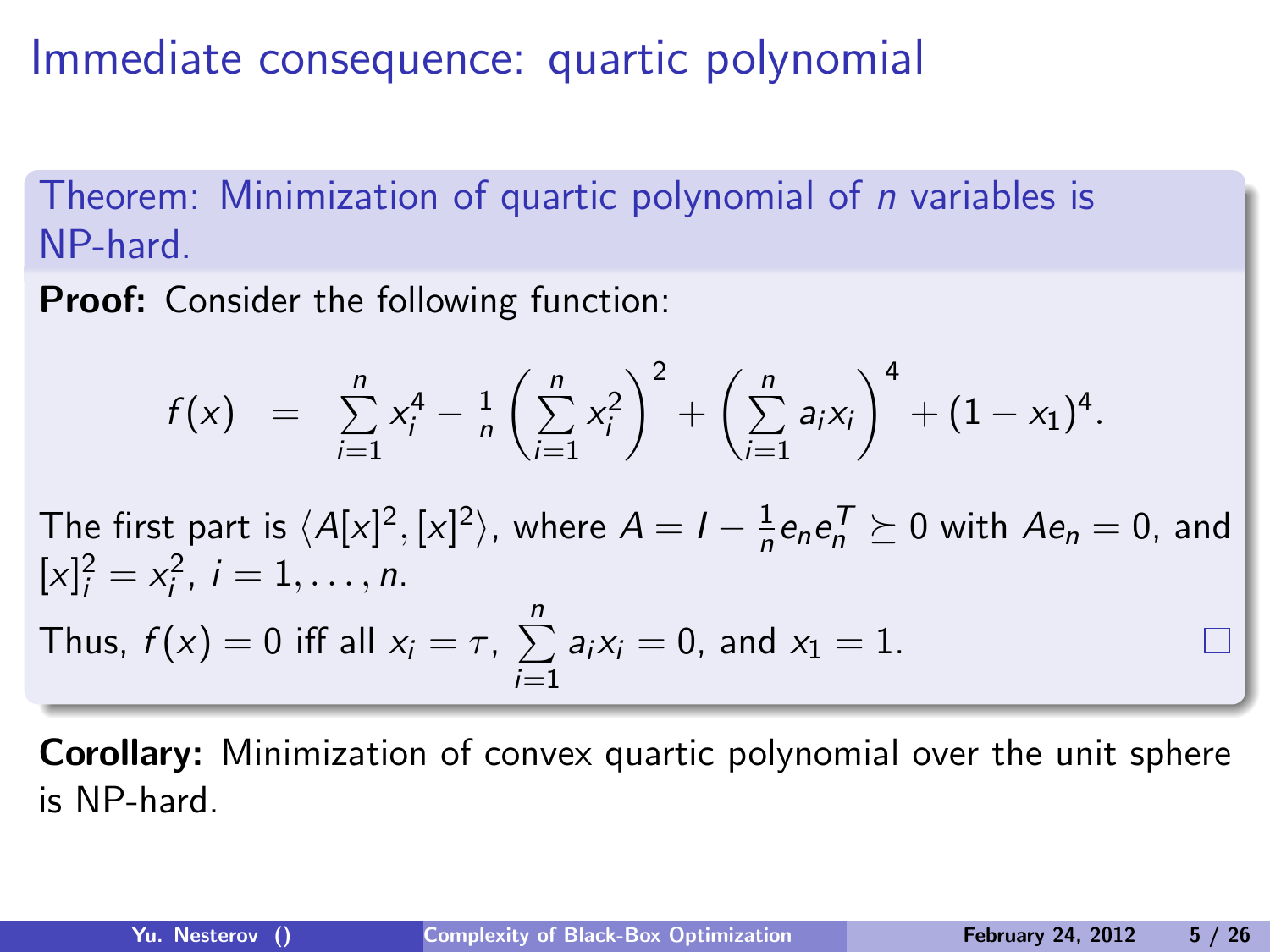# Immediate consequence: quartic polynomial

**Theorem:** Minimization of quartic polynomial of $n$ variables is NP-hard.

**Proof:** Consider the following function:

$$f(x) \;=\; \sum_{i=1}^{n} x_i^4 - \frac{1}{n}\left(\sum_{i=1}^{n} x_i^2\right)^2 + \left(\sum_{i=1}^{n} a_i x_i\right)^4 + (1-x_1)^4.$$

The first part is $\langle A[x]^2, [x]^2 \rangle$, where $A = I - \frac{1}{n} e_n e_n^T \succeq 0$ with $Ae_n = 0$, and $[x]_i^2 = x_i^2$, $i = 1, \ldots, n$.

Thus, $f(x) = 0$ iff all $x_i = \tau$, $\sum_{i=1}^{n} a_i x_i = 0$, and $x_1 = 1$. □

**Corollary:** Minimization of convex quartic polynomial over the unit sphere is NP-hard.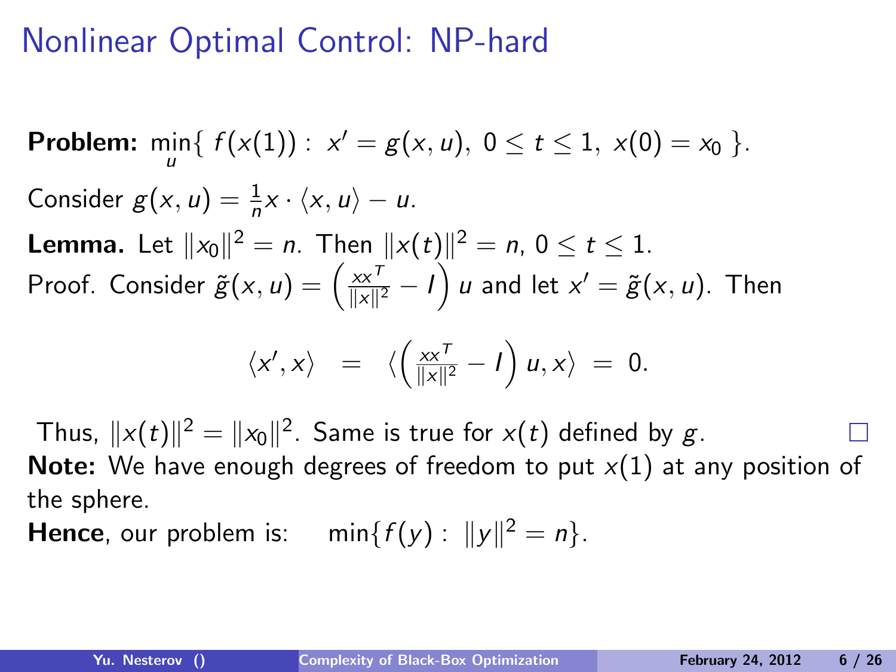# Nonlinear Optimal Control: NP-hard

**Problem:** $\min\limits_{u} \{\, f(x(1)) : \; x' = g(x,u), \; 0 \le t \le 1, \; x(0) = x_0 \,\}$.

Consider $g(x,u) = \frac{1}{n} x \cdot \langle x, u \rangle - u$.

**Lemma.** Let $\|x_0\|^2 = n$. Then $\|x(t)\|^2 = n$, $0 \le t \le 1$.

Proof. Consider $\tilde{g}(x,u) = \left( \frac{xx^T}{\|x\|^2} - I \right) u$ and let $x' = \tilde{g}(x,u)$. Then

$$\langle x', x \rangle \;=\; \langle \left( \frac{xx^T}{\|x\|^2} - I \right) u, x \rangle \;=\; 0.$$

Thus, $\|x(t)\|^2 = \|x_0\|^2$. Same is true for $x(t)$ defined by $g$. □

**Note:** We have enough degrees of freedom to put $x(1)$ at any position of the sphere.

**Hence**, our problem is: $\min\{ f(y) : \; \|y\|^2 = n \}$.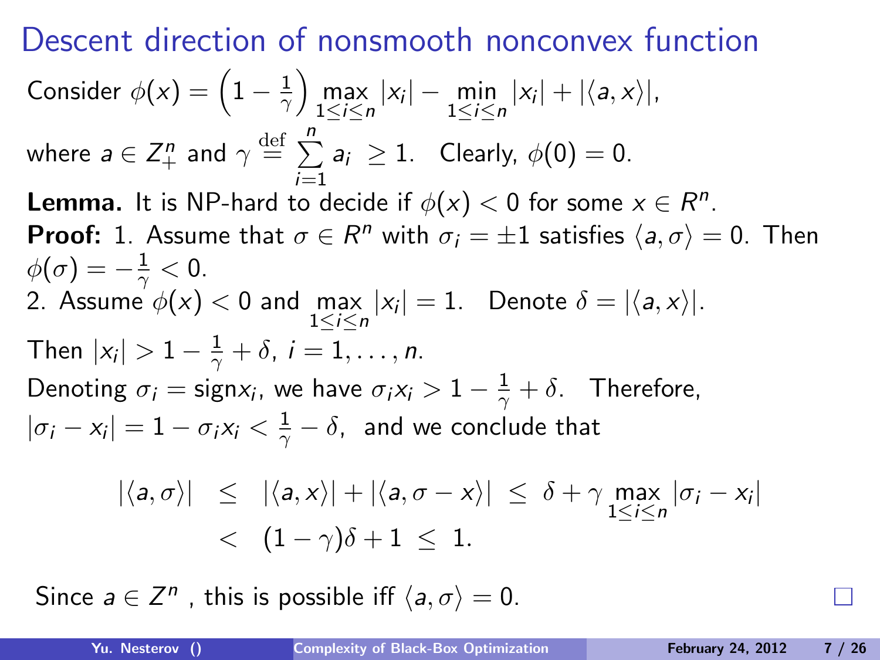# Descent direction of nonsmooth nonconvex function

Consider $\phi(x) = \left(1 - \frac{1}{\gamma}\right) \max\limits_{1 \leq i \leq n} |x_i| - \min\limits_{1 \leq i \leq n} |x_i| + |\langle a, x \rangle|$,

where $a \in Z^n_+$ and $\gamma \stackrel{\mathrm{def}}{=} \sum\limits_{i=1}^{n} a_i \geq 1$. Clearly, $\phi(0) = 0$.

**Lemma.** It is NP-hard to decide if $\phi(x) < 0$ for some $x \in R^n$.

**Proof:** 1. Assume that $\sigma \in R^n$ with $\sigma_i = \pm 1$ satisfies $\langle a, \sigma \rangle = 0$. Then $\phi(\sigma) = -\frac{1}{\gamma} < 0$.

2. Assume $\phi(x) < 0$ and $\max\limits_{1 \leq i \leq n} |x_i| = 1$. Denote $\delta = |\langle a, x \rangle|$.

Then $|x_i| > 1 - \frac{1}{\gamma} + \delta$, $i = 1, \dots, n$.

Denoting $\sigma_i = \mathrm{sign} x_i$, we have $\sigma_i x_i > 1 - \frac{1}{\gamma} + \delta$. Therefore, $|\sigma_i - x_i| = 1 - \sigma_i x_i < \frac{1}{\gamma} - \delta$, and we conclude that

$$
\begin{aligned}
|\langle a, \sigma \rangle| &\leq |\langle a, x \rangle| + |\langle a, \sigma - x \rangle| \leq \delta + \gamma \max_{1 \leq i \leq n} |\sigma_i - x_i| \\
&< (1 - \gamma)\delta + 1 \leq 1.
\end{aligned}
$$

Since $a \in Z^n$, this is possible iff $\langle a, \sigma \rangle = 0$. □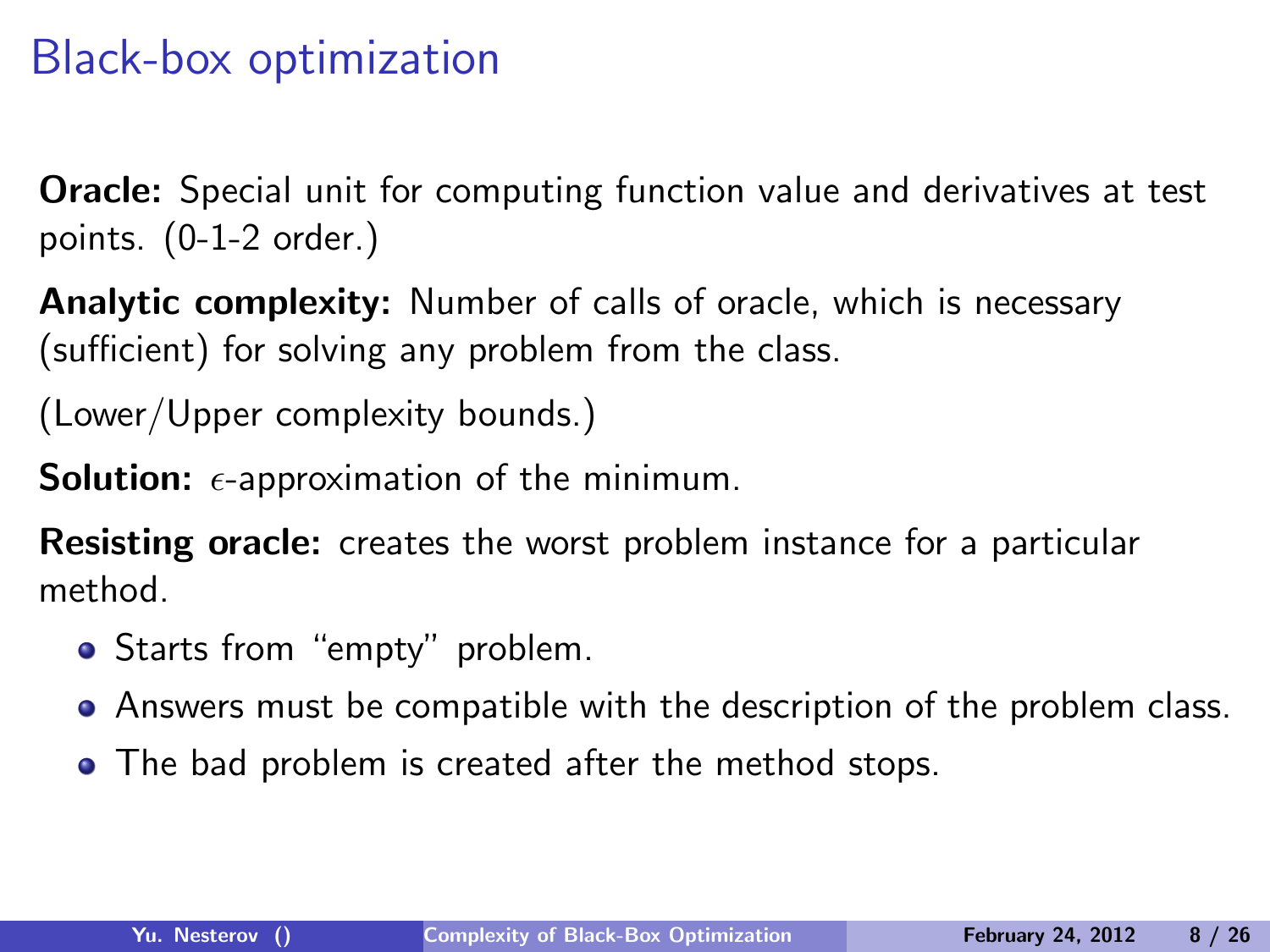# Black-box optimization

**Oracle:** Special unit for computing function value and derivatives at test points. (0-1-2 order.)

**Analytic complexity:** Number of calls of oracle, which is necessary (sufficient) for solving any problem from the class.

(Lower/Upper complexity bounds.)

**Solution:** $\epsilon$-approximation of the minimum.

**Resisting oracle:** creates the worst problem instance for a particular method.

- Starts from "empty" problem.
- Answers must be compatible with the description of the problem class.
- The bad problem is created after the method stops.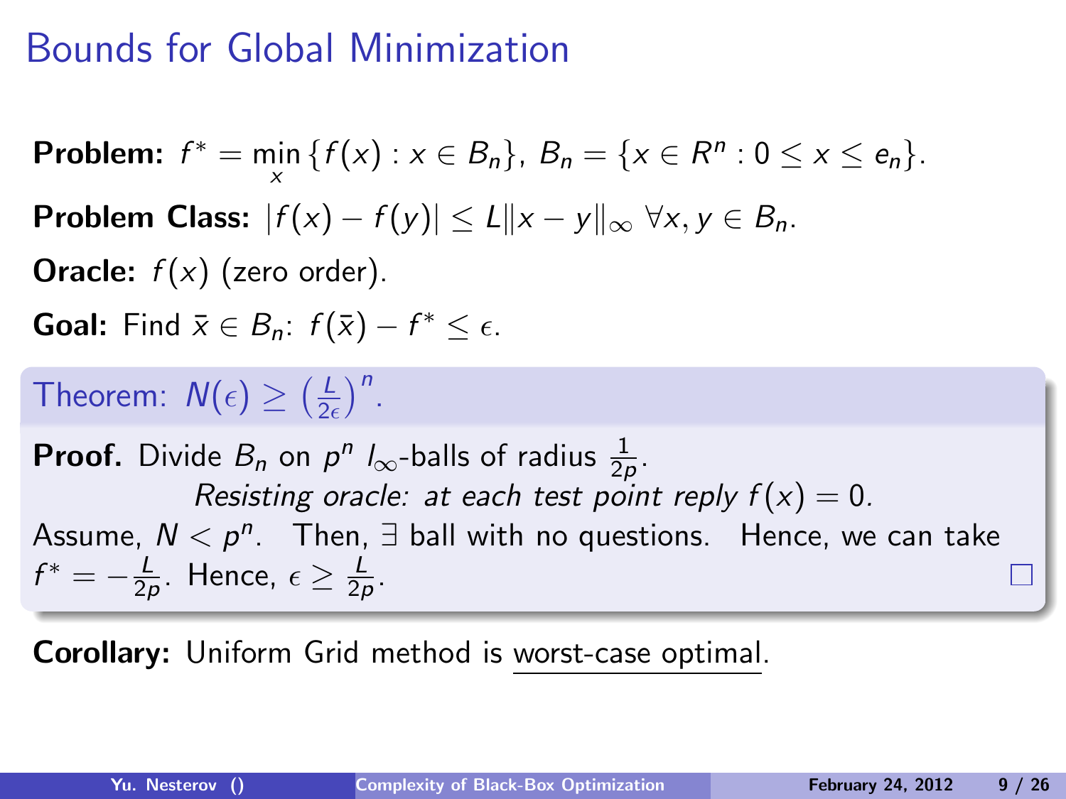# Bounds for Global Minimization

**Problem:** $f^* = \min_x \{f(x) : x \in B_n\}$, $B_n = \{x \in R^n : 0 \leq x \leq e_n\}$.

**Problem Class:** $|f(x) - f(y)| \leq L\|x - y\|_\infty \; \forall x, y \in B_n$.

**Oracle:** $f(x)$ (zero order).

**Goal:** Find $\bar{x} \in B_n$: $f(\bar{x}) - f^* \leq \epsilon$.

**Theorem:** $N(\epsilon) \geq \left(\frac{L}{2\epsilon}\right)^n$.

**Proof.** Divide $B_n$ on $p^n$ $l_\infty$-balls of radius $\frac{1}{2p}$.

*Resisting oracle: at each test point reply $f(x) = 0$.*

Assume, $N < p^n$. Then, $\exists$ ball with no questions. Hence, we can take $f^* = -\frac{L}{2p}$. Hence, $\epsilon \geq \frac{L}{2p}$. □

**Corollary:** Uniform Grid method is worst-case optimal.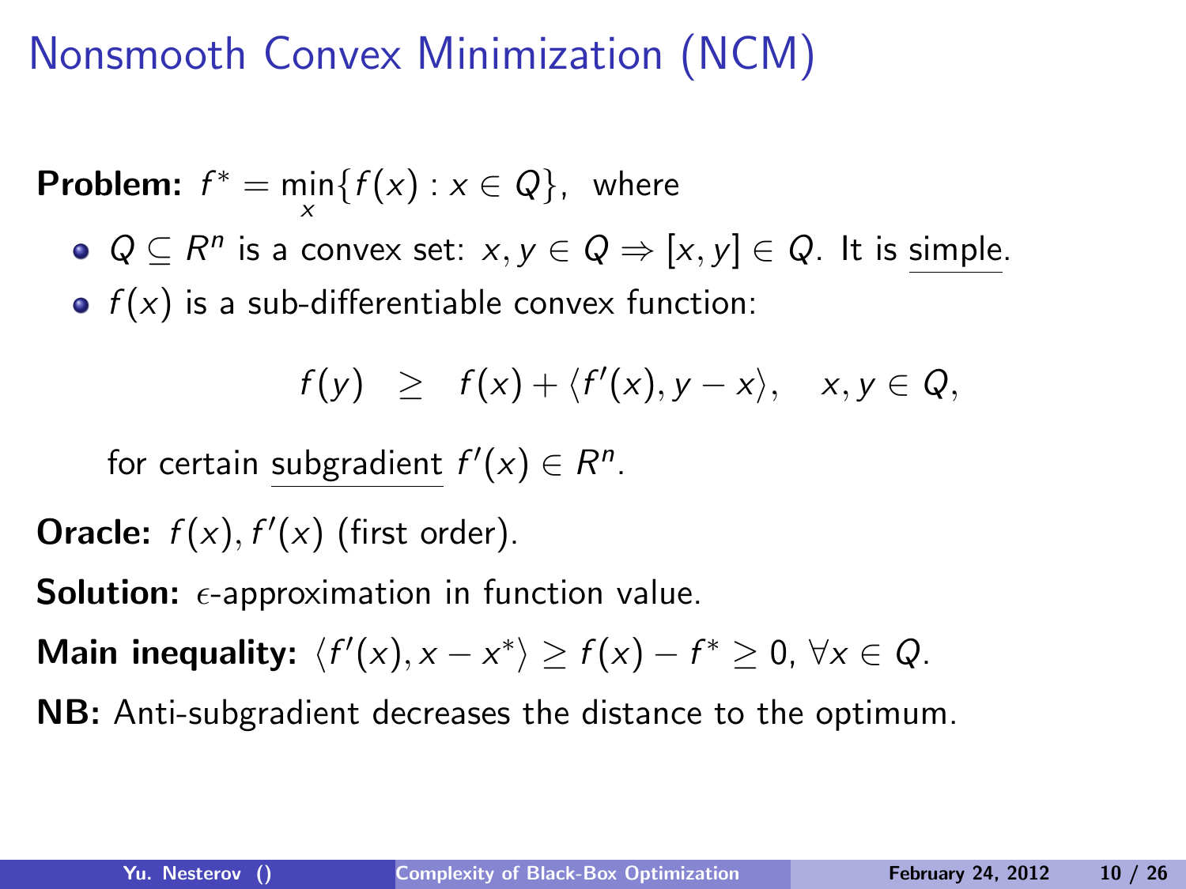# Nonsmooth Convex Minimization (NCM)

**Problem:** $f^* = \min_x \{ f(x) : x \in Q \}$, where

- $Q \subseteq R^n$ is a convex set: $x, y \in Q \Rightarrow [x, y] \in Q$. It is simple.
- $f(x)$ is a sub-differentiable convex function:

$$f(y) \;\; \geq \;\; f(x) + \langle f'(x), y - x \rangle, \quad x, y \in Q,$$

for certain subgradient $f'(x) \in R^n$.

**Oracle:** $f(x), f'(x)$ (first order).

**Solution:** $\epsilon$-approximation in function value.

**Main inequality:** $\langle f'(x), x - x^* \rangle \geq f(x) - f^* \geq 0$, $\forall x \in Q$.

**NB:** Anti-subgradient decreases the distance to the optimum.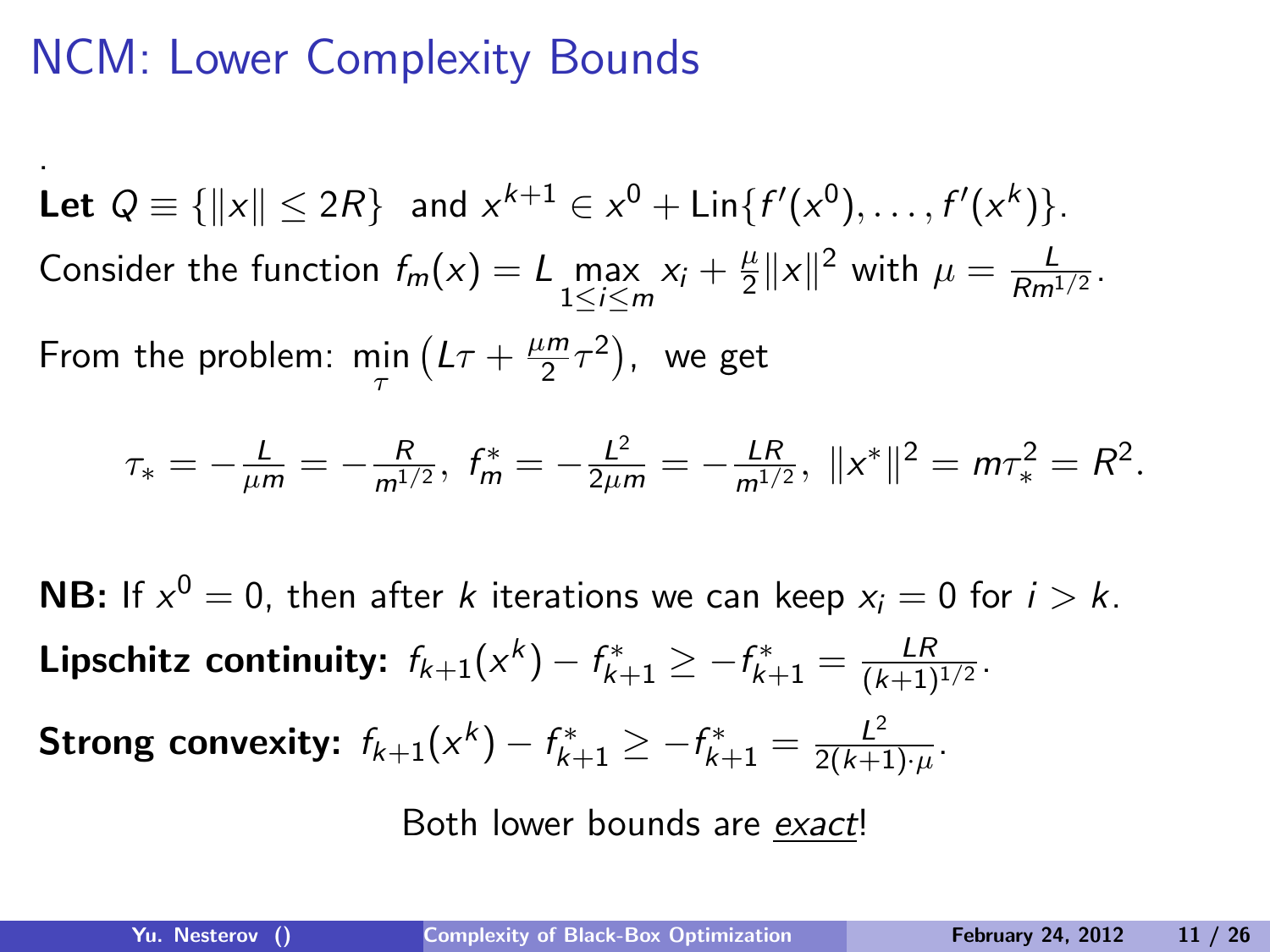# NCM: Lower Complexity Bounds

.

**Let** $Q \equiv \{\|x\| \leq 2R\}$ and $x^{k+1} \in x^0 + \mathrm{Lin}\{f'(x^0), \ldots, f'(x^k)\}$.

Consider the function $f_m(x) = L \max\limits_{1 \leq i \leq m} x_i + \frac{\mu}{2}\|x\|^2$ with $\mu = \frac{L}{Rm^{1/2}}$.

From the problem: $\min\limits_{\tau} \left( L\tau + \frac{\mu m}{2}\tau^2 \right)$, we get

$$\tau_* = -\frac{L}{\mu m} = -\frac{R}{m^{1/2}}, \; f_m^* = -\frac{L^2}{2\mu m} = -\frac{LR}{m^{1/2}}, \; \|x^*\|^2 = m\tau_*^2 = R^2.$$

**NB:** If $x^0 = 0$, then after $k$ iterations we can keep $x_i = 0$ for $i > k$.

**Lipschitz continuity:** $f_{k+1}(x^k) - f_{k+1}^* \geq -f_{k+1}^* = \frac{LR}{(k+1)^{1/2}}$.

**Strong convexity:** $f_{k+1}(x^k) - f_{k+1}^* \geq -f_{k+1}^* = \frac{L^2}{2(k+1)\cdot\mu}$.

Both lower bounds are *exact*!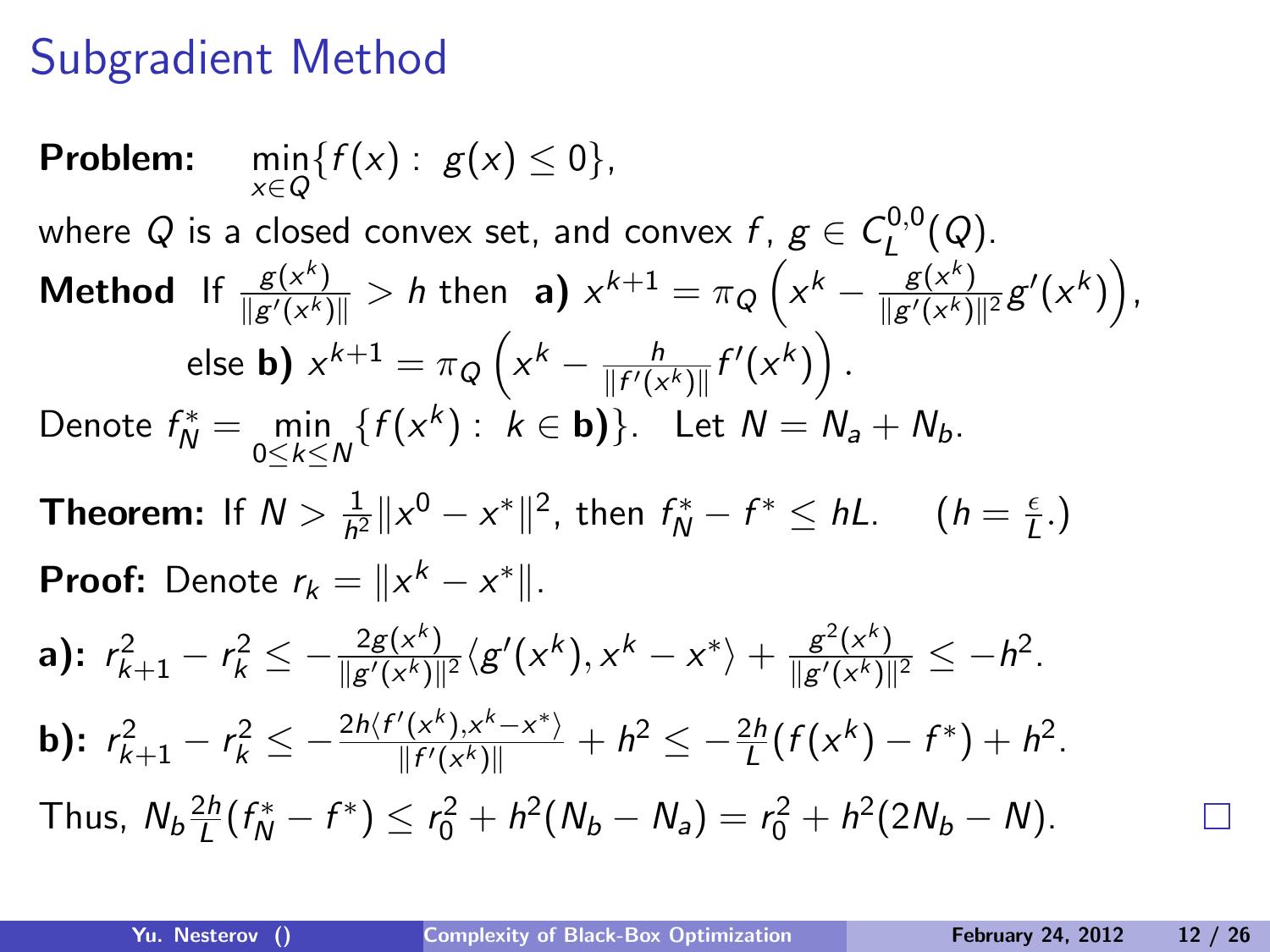# Subgradient Method

**Problem:** $\min_{x \in Q} \{ f(x) : \; g(x) \leq 0 \}$,

where $Q$ is a closed convex set, and convex $f$, $g \in C_L^{0,0}(Q)$.

**Method** If $\frac{g(x^k)}{\|g'(x^k)\|} > h$ then **a)** $x^{k+1} = \pi_Q \left( x^k - \frac{g(x^k)}{\|g'(x^k)\|^2} g'(x^k) \right)$,

else **b)** $x^{k+1} = \pi_Q \left( x^k - \frac{h}{\|f'(x^k)\|} f'(x^k) \right)$.

Denote $f_N^* = \min_{0 \leq k \leq N} \{ f(x^k) : \; k \in \mathbf{b)} \}$. Let $N = N_a + N_b$.

**Theorem:** If $N > \frac{1}{h^2} \|x^0 - x^*\|^2$, then $f_N^* - f^* \leq hL$. $\quad (h = \frac{\epsilon}{L}.)$

**Proof:** Denote $r_k = \|x^k - x^*\|$.

**a):** $r_{k+1}^2 - r_k^2 \leq -\frac{2g(x^k)}{\|g'(x^k)\|^2} \langle g'(x^k), x^k - x^* \rangle + \frac{g^2(x^k)}{\|g'(x^k)\|^2} \leq -h^2$.

**b):** $r_{k+1}^2 - r_k^2 \leq -\frac{2h \langle f'(x^k), x^k - x^* \rangle}{\|f'(x^k)\|} + h^2 \leq -\frac{2h}{L}(f(x^k) - f^*) + h^2$.

Thus, $N_b \frac{2h}{L}(f_N^* - f^*) \leq r_0^2 + h^2(N_b - N_a) = r_0^2 + h^2(2N_b - N)$. □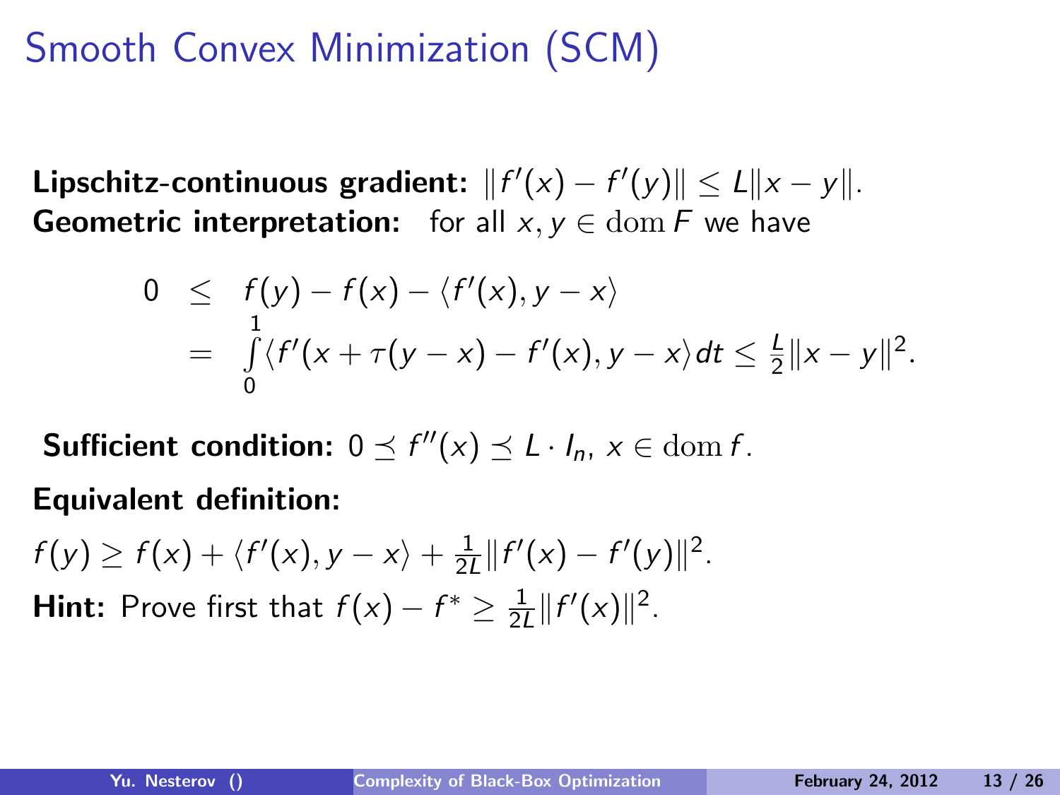# Smooth Convex Minimization (SCM)

**Lipschitz-continuous gradient:** $\|f'(x) - f'(y)\| \le L\|x - y\|$.
**Geometric interpretation:** for all $x, y \in \mathrm{dom}\, F$ we have

$$
\begin{aligned}
0 &\le f(y) - f(x) - \langle f'(x), y - x\rangle \\
&= \int_0^1 \langle f'(x + \tau(y-x)) - f'(x), y - x\rangle dt \le \tfrac{L}{2}\|x - y\|^2.
\end{aligned}
$$

**Sufficient condition:** $0 \preceq f''(x) \preceq L \cdot I_n$, $x \in \mathrm{dom}\, f$.

**Equivalent definition:**

$f(y) \ge f(x) + \langle f'(x), y - x\rangle + \frac{1}{2L}\|f'(x) - f'(y)\|^2$.

**Hint:** Prove first that $f(x) - f^* \ge \frac{1}{2L}\|f'(x)\|^2$.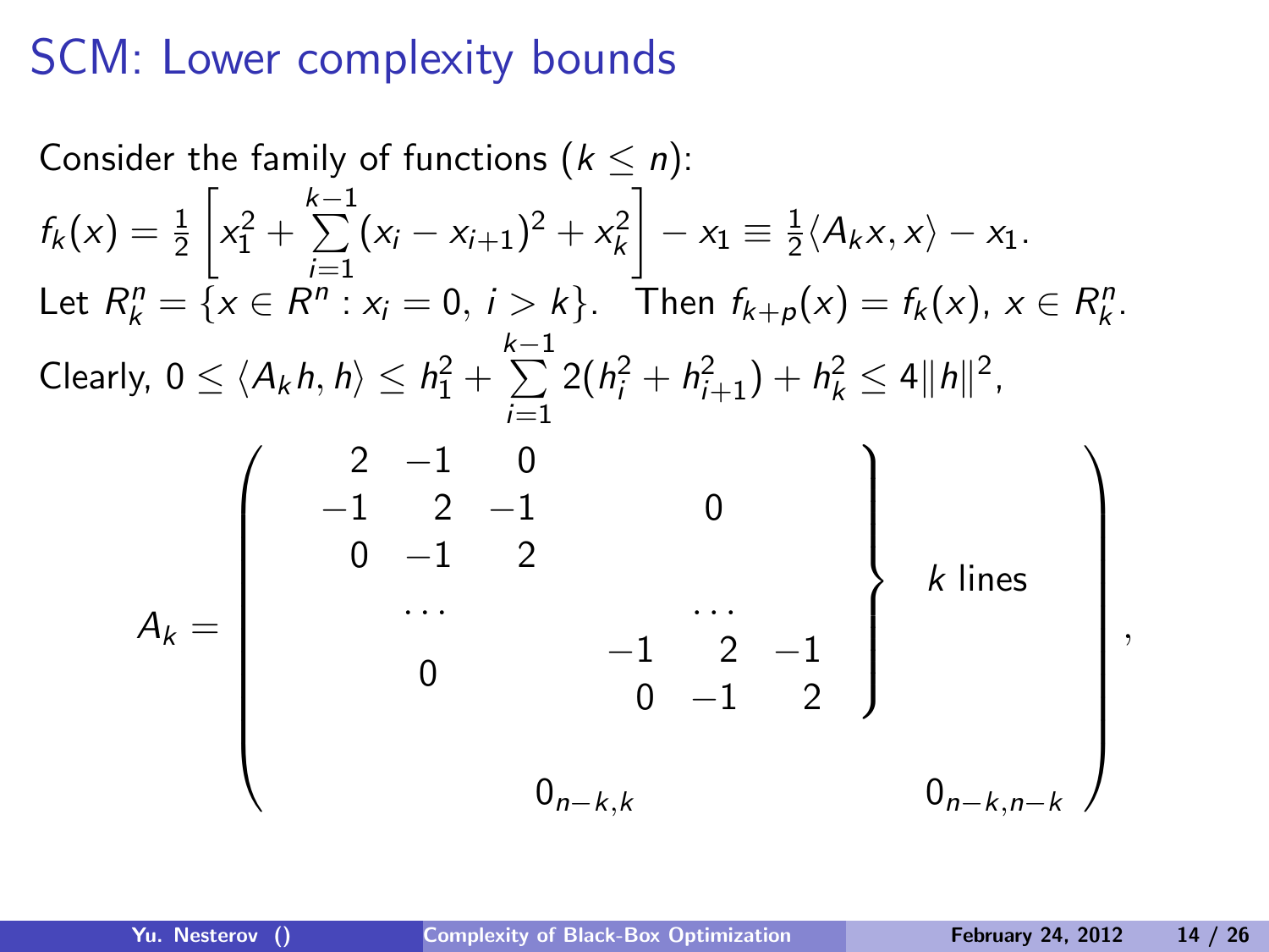# SCM: Lower complexity bounds

Consider the family of functions ($k \le n$):

$$f_k(x) = \frac{1}{2}\left[x_1^2 + \sum_{i=1}^{k-1}(x_i - x_{i+1})^2 + x_k^2\right] - x_1 \equiv \frac{1}{2}\langle A_k x, x\rangle - x_1.$$

Let $R_k^n = \{x \in R^n : x_i = 0,\ i > k\}$. Then $f_{k+p}(x) = f_k(x)$, $x \in R_k^n$.

Clearly, $0 \le \langle A_k h, h\rangle \le h_1^2 + \sum\limits_{i=1}^{k-1} 2(h_i^2 + h_{i+1}^2) + h_k^2 \le 4\|h\|^2$,

$$A_k = \left(\begin{array}{cc} \left.\begin{array}{cccccc} 2 & -1 & 0 & & & \\ -1 & 2 & -1 & & 0 & \\ 0 & -1 & 2 & & & \\ & \dots & & & \dots & \\ & 0 & & -1 & 2 & -1 \\ & & & 0 & -1 & 2 \end{array}\right\} & k \text{ lines} \\ 0_{n-k,k} & 0_{n-k,n-k} \end{array}\right),$$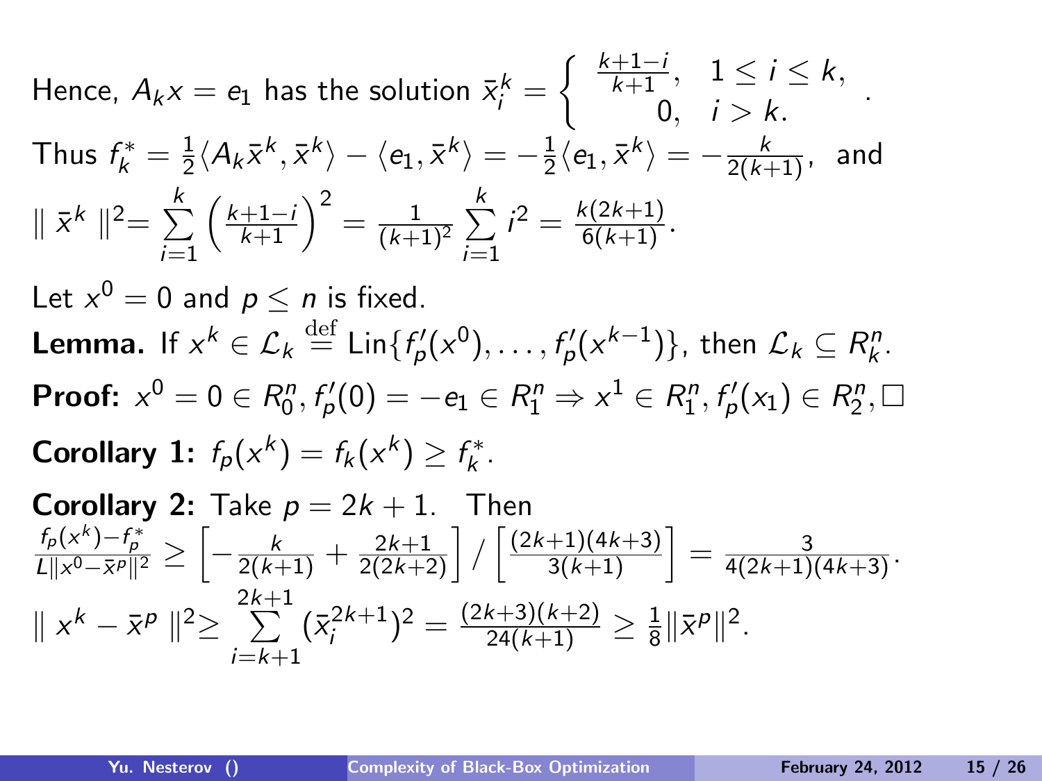Hence, $A_k x = e_1$ has the solution $\bar{x}_i^k = \begin{cases} \frac{k+1-i}{k+1}, & 1 \le i \le k, \\ 0, & i > k. \end{cases}$.

Thus $f_k^* = \frac{1}{2}\langle A_k \bar{x}^k, \bar{x}^k \rangle - \langle e_1, \bar{x}^k \rangle = -\frac{1}{2}\langle e_1, \bar{x}^k \rangle = -\frac{k}{2(k+1)}$, and

$$\| \bar{x}^k \|^2 = \sum_{i=1}^{k} \left( \frac{k+1-i}{k+1} \right)^2 = \frac{1}{(k+1)^2} \sum_{i=1}^{k} i^2 = \frac{k(2k+1)}{6(k+1)}.$$

Let $x^0 = 0$ and $p \le n$ is fixed.

**Lemma.** If $x^k \in \mathcal{L}_k \overset{\text{def}}{=} \text{Lin}\{f_p'(x^0), \dots, f_p'(x^{k-1})\}$, then $\mathcal{L}_k \subseteq R_k^n$.

**Proof:** $x^0 = 0 \in R_0^n, f_p'(0) = -e_1 \in R_1^n \Rightarrow x^1 \in R_1^n, f_p'(x_1) \in R_2^n, \square$

**Corollary 1:** $f_p(x^k) = f_k(x^k) \ge f_k^*$.

**Corollary 2:** Take $p = 2k+1$. Then

$$\frac{f_p(x^k) - f_p^*}{L\|x^0 - \bar{x}^p\|^2} \ge \left[ -\frac{k}{2(k+1)} + \frac{2k+1}{2(2k+2)} \right] / \left[ \frac{(2k+1)(4k+3)}{3(k+1)} \right] = \frac{3}{4(2k+1)(4k+3)}.$$

$$\| x^k - \bar{x}^p \|^2 \ge \sum_{i=k+1}^{2k+1} (\bar{x}_i^{2k+1})^2 = \frac{(2k+3)(k+2)}{24(k+1)} \ge \frac{1}{8}\|\bar{x}^p\|^2.$$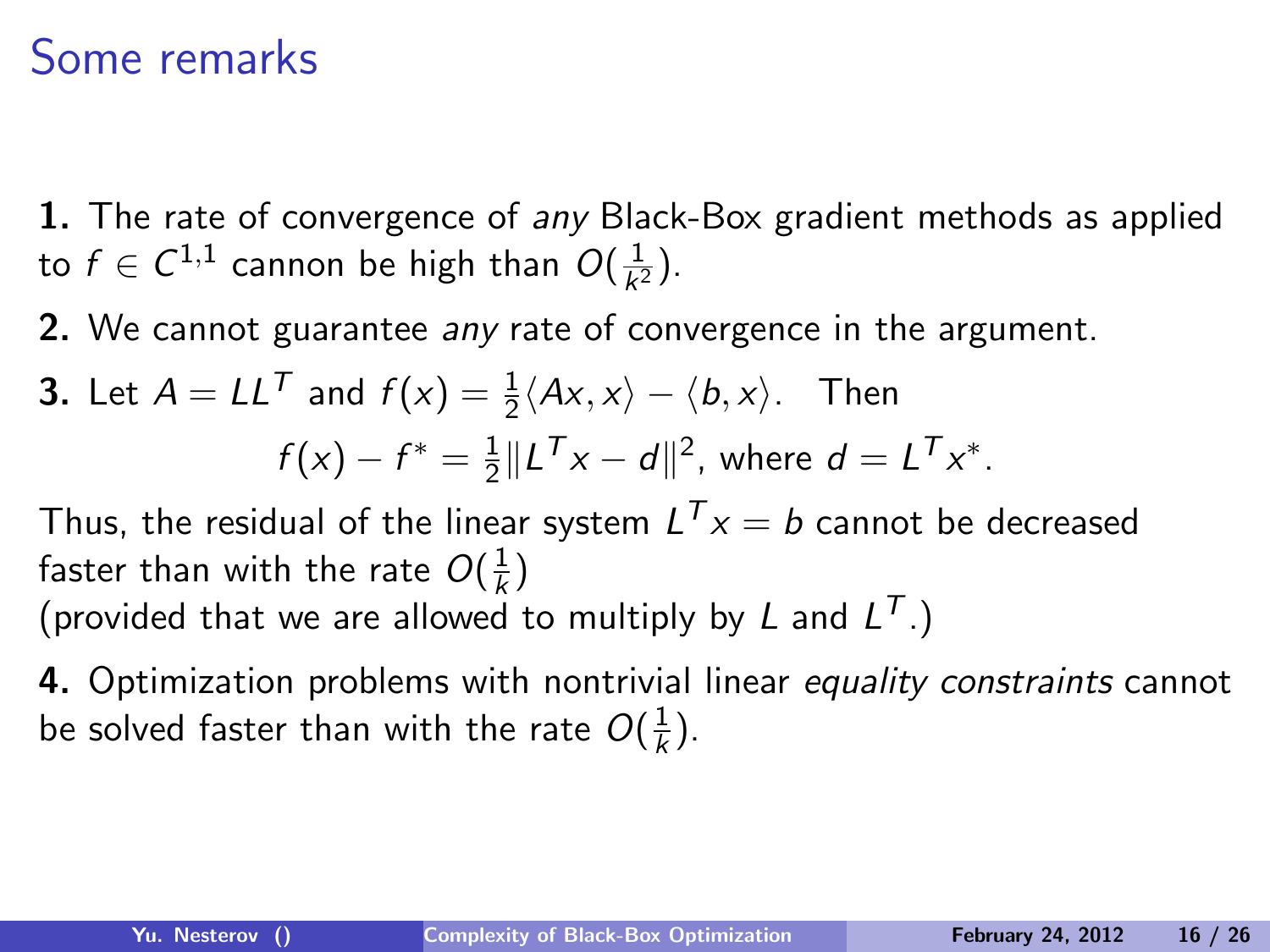# Some remarks

**1.** The rate of convergence of *any* Black-Box gradient methods as applied to $f \in C^{1,1}$ cannon be high than $O(\frac{1}{k^2})$.

**2.** We cannot guarantee *any* rate of convergence in the argument.

**3.** Let $A = LL^T$ and $f(x) = \frac{1}{2}\langle Ax, x\rangle - \langle b, x\rangle$. Then

$$f(x) - f^* = \frac{1}{2}\|L^T x - d\|^2, \text{ where } d = L^T x^*.$$

Thus, the residual of the linear system $L^T x = b$ cannot be decreased faster than with the rate $O(\frac{1}{k})$
(provided that we are allowed to multiply by $L$ and $L^T$.)

**4.** Optimization problems with nontrivial linear *equality constraints* cannot be solved faster than with the rate $O(\frac{1}{k})$.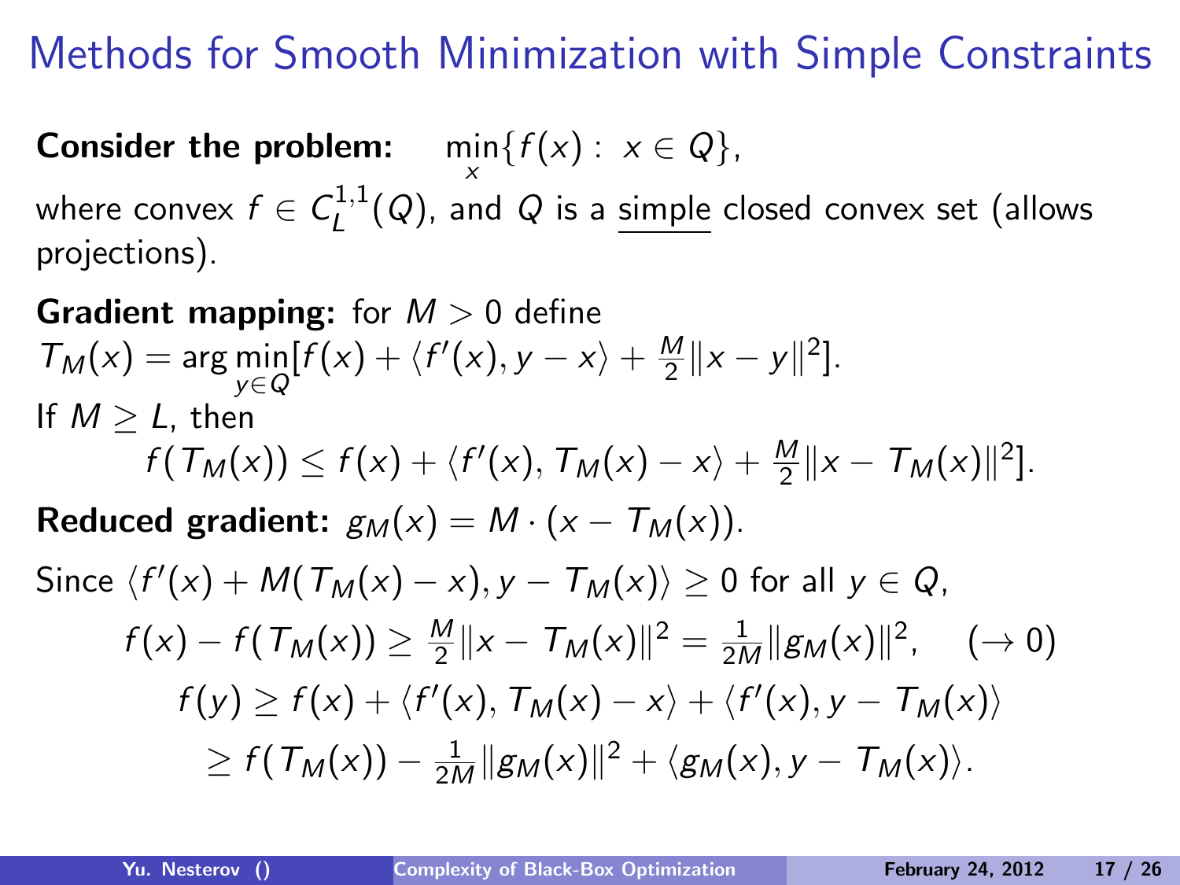# Methods for Smooth Minimization with Simple Constraints

**Consider the problem:** $\min_x \{ f(x) : \; x \in Q \}$,

where convex $f \in C_L^{1,1}(Q)$, and $Q$ is a simple closed convex set (allows projections).

**Gradient mapping:** for $M > 0$ define

$T_M(x) = \arg\min_{y \in Q} [f(x) + \langle f'(x), y - x \rangle + \frac{M}{2}\|x - y\|^2]$.

If $M \geq L$, then

$$f(T_M(x)) \leq f(x) + \langle f'(x), T_M(x) - x \rangle + \frac{M}{2}\|x - T_M(x)\|^2].$$

**Reduced gradient:** $g_M(x) = M \cdot (x - T_M(x))$.

Since $\langle f'(x) + M(T_M(x) - x), y - T_M(x) \rangle \geq 0$ for all $y \in Q$,

$$f(x) - f(T_M(x)) \geq \frac{M}{2}\|x - T_M(x)\|^2 = \frac{1}{2M}\|g_M(x)\|^2, \quad (\to 0)$$

$$f(y) \geq f(x) + \langle f'(x), T_M(x) - x \rangle + \langle f'(x), y - T_M(x) \rangle$$

$$\geq f(T_M(x)) - \frac{1}{2M}\|g_M(x)\|^2 + \langle g_M(x), y - T_M(x) \rangle.$$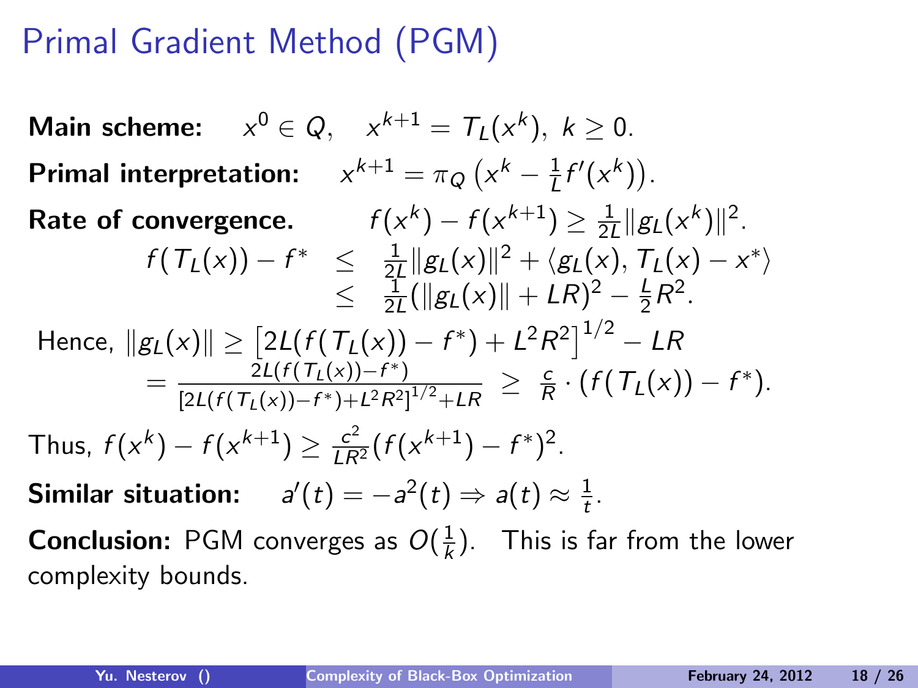# Primal Gradient Method (PGM)

**Main scheme:** $x^0 \in Q, \quad x^{k+1} = T_L(x^k), \; k \geq 0.$

**Primal interpretation:** $x^{k+1} = \pi_Q\left(x^k - \frac{1}{L} f'(x^k)\right).$

**Rate of convergence.** $f(x^k) - f(x^{k+1}) \geq \frac{1}{2L}\|g_L(x^k)\|^2.$

$$
\begin{aligned}
f(T_L(x)) - f^* &\leq \frac{1}{2L}\|g_L(x)\|^2 + \langle g_L(x), T_L(x) - x^* \rangle \\
&\leq \frac{1}{2L}(\|g_L(x)\| + LR)^2 - \frac{L}{2}R^2.
\end{aligned}
$$

Hence, 
$$
\begin{aligned}
\|g_L(x)\| &\geq \left[2L(f(T_L(x)) - f^*) + L^2R^2\right]^{1/2} - LR \\
&= \frac{2L(f(T_L(x)) - f^*)}{[2L(f(T_L(x)) - f^*) + L^2R^2]^{1/2} + LR} \;\geq\; \frac{c}{R} \cdot (f(T_L(x)) - f^*).
\end{aligned}
$$

Thus, $f(x^k) - f(x^{k+1}) \geq \frac{c^2}{LR^2}(f(x^{k+1}) - f^*)^2.$

**Similar situation:** $a'(t) = -a^2(t) \Rightarrow a(t) \approx \frac{1}{t}.$

**Conclusion:** PGM converges as $O(\frac{1}{k})$. This is far from the lower complexity bounds.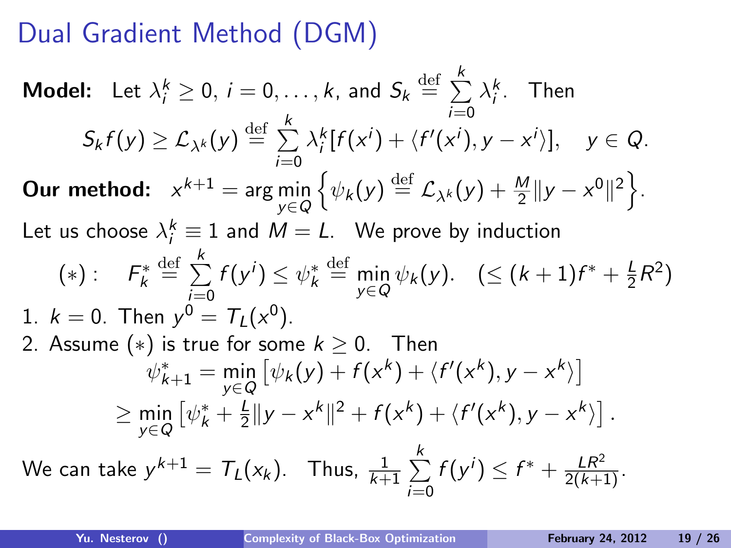# Dual Gradient Method (DGM)

**Model:** Let $\lambda_i^k \geq 0$, $i = 0, \ldots, k$, and $S_k \stackrel{\mathrm{def}}{=} \sum\limits_{i=0}^{k} \lambda_i^k$. Then

$$S_k f(y) \geq \mathcal{L}_{\lambda^k}(y) \stackrel{\mathrm{def}}{=} \sum_{i=0}^{k} \lambda_i^k [f(x^i) + \langle f'(x^i), y - x^i \rangle], \quad y \in Q.$$

**Our method:** $x^{k+1} = \arg\min\limits_{y \in Q} \left\{ \psi_k(y) \stackrel{\mathrm{def}}{=} \mathcal{L}_{\lambda^k}(y) + \frac{M}{2}\|y - x^0\|^2 \right\}$.

Let us choose $\lambda_i^k \equiv 1$ and $M = L$. We prove by induction

$$(*): \quad F_k^* \stackrel{\mathrm{def}}{=} \sum_{i=0}^{k} f(y^i) \leq \psi_k^* \stackrel{\mathrm{def}}{=} \min_{y \in Q} \psi_k(y). \quad (\leq (k+1) f^* + \tfrac{L}{2} R^2)$$

1. $k = 0$. Then $y^0 = T_L(x^0)$.
2. Assume $(*)$ is true for some $k \geq 0$. Then

$$\psi_{k+1}^* = \min_{y \in Q} \left[ \psi_k(y) + f(x^k) + \langle f'(x^k), y - x^k \rangle \right]$$
$$\geq \min_{y \in Q} \left[ \psi_k^* + \tfrac{L}{2}\|y - x^k\|^2 + f(x^k) + \langle f'(x^k), y - x^k \rangle \right].$$

We can take $y^{k+1} = T_L(x_k)$. Thus, $\frac{1}{k+1} \sum\limits_{i=0}^{k} f(y^i) \leq f^* + \frac{LR^2}{2(k+1)}$.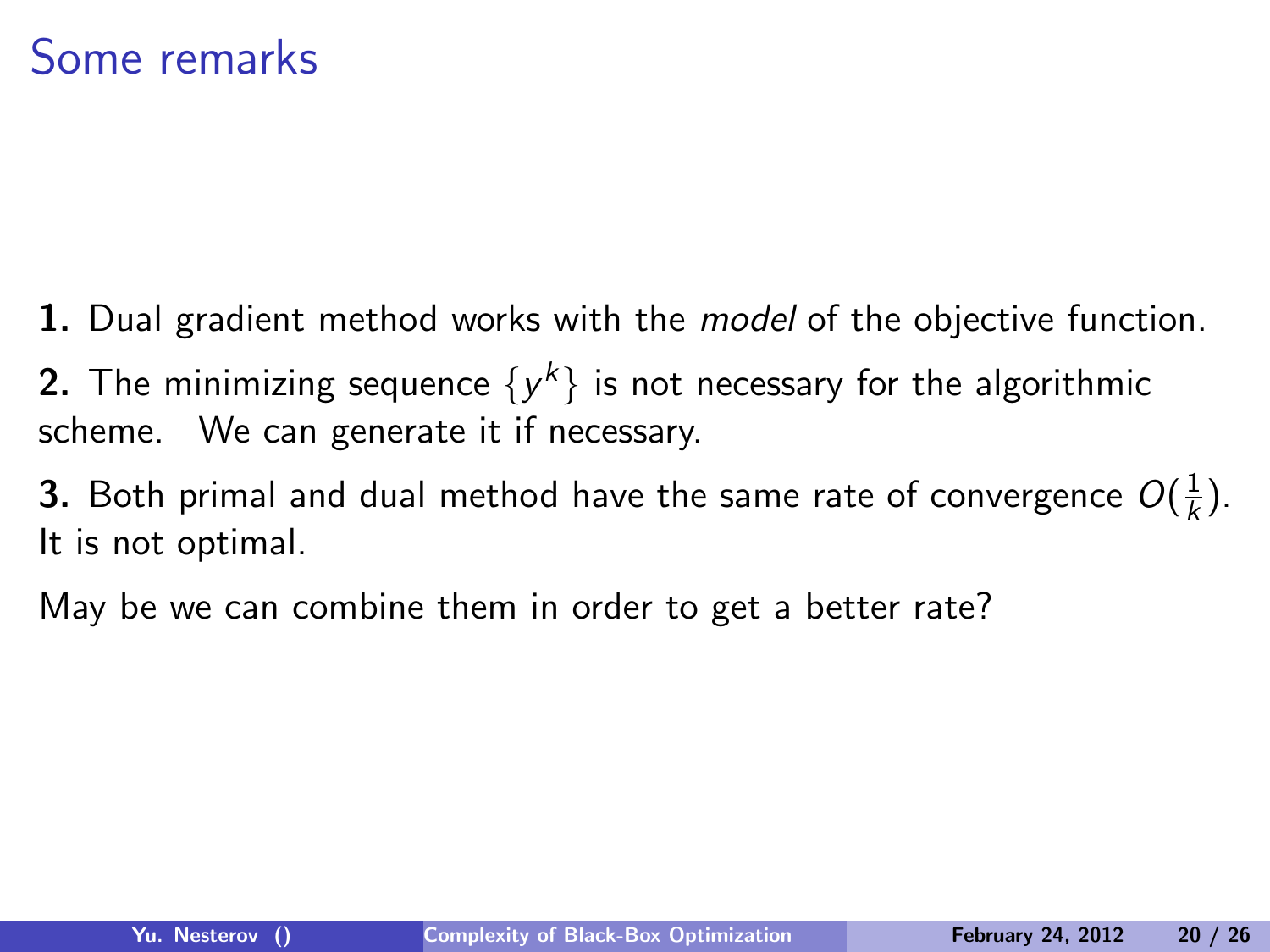# Some remarks

**1.** Dual gradient method works with the *model* of the objective function.

**2.** The minimizing sequence $\{y^k\}$ is not necessary for the algorithmic scheme. We can generate it if necessary.

**3.** Both primal and dual method have the same rate of convergence $O(\frac{1}{k})$. It is not optimal.

May be we can combine them in order to get a better rate?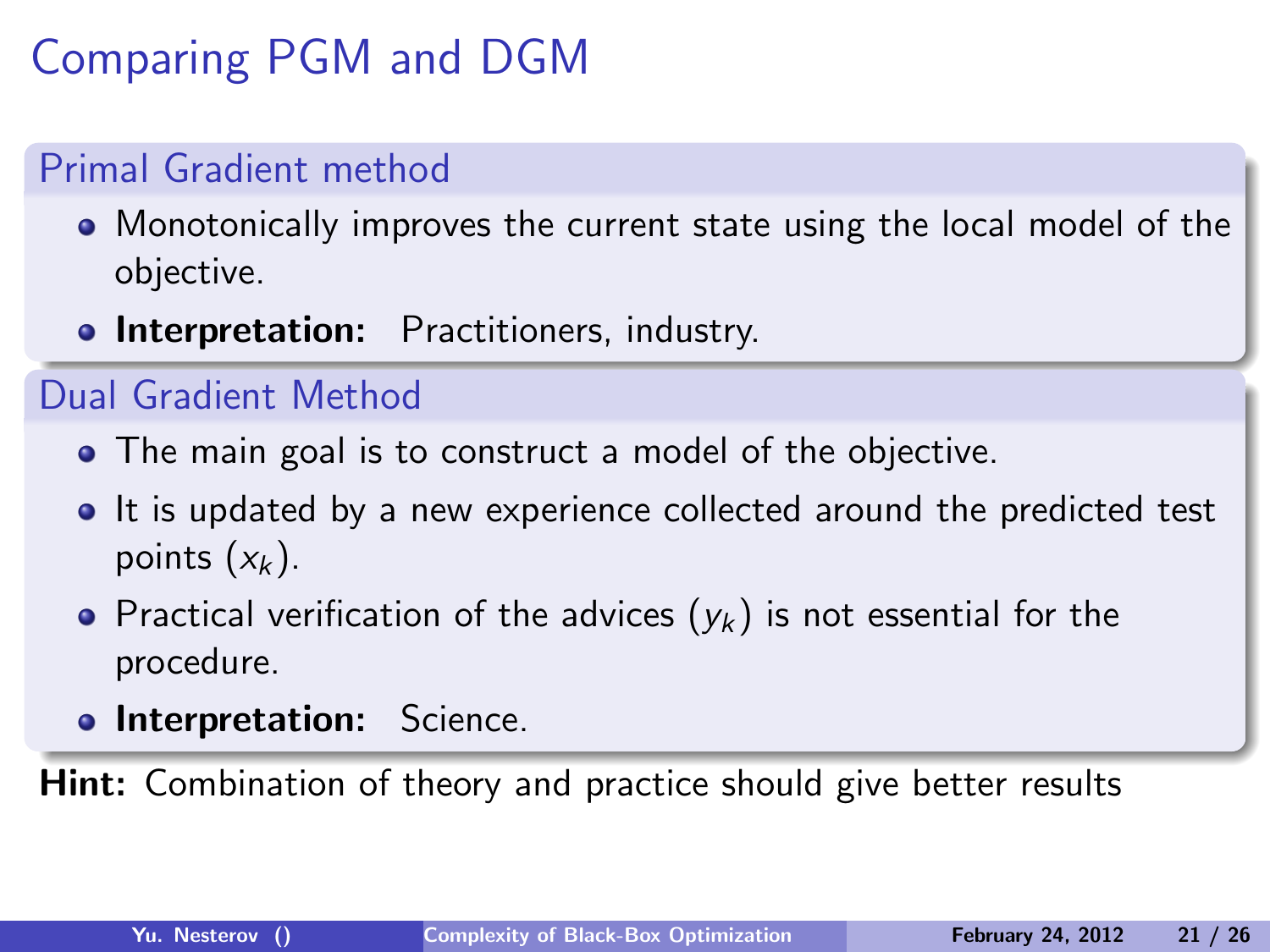# Comparing PGM and DGM

## Primal Gradient method

- Monotonically improves the current state using the local model of the objective.
- **Interpretation:** Practitioners, industry.

## Dual Gradient Method

- The main goal is to construct a model of the objective.
- It is updated by a new experience collected around the predicted test points ($x_k$).
- Practical verification of the advices ($y_k$) is not essential for the procedure.
- **Interpretation:** Science.

**Hint:** Combination of theory and practice should give better results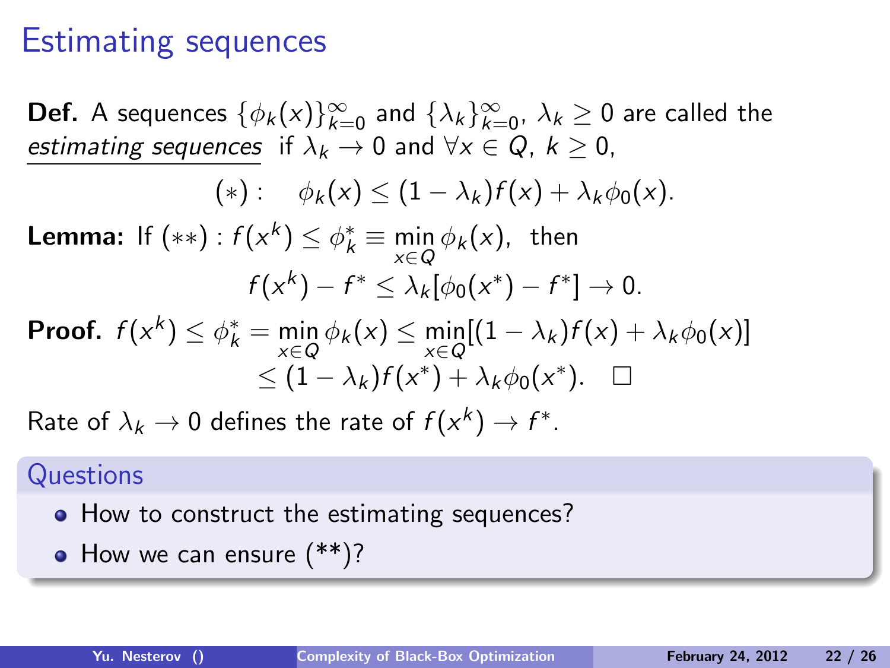# Estimating sequences

**Def.** A sequences $\{\phi_k(x)\}_{k=0}^{\infty}$ and $\{\lambda_k\}_{k=0}^{\infty}$, $\lambda_k \geq 0$ are called the <u>*estimating sequences*</u> if $\lambda_k \to 0$ and $\forall x \in Q,\ k \geq 0$,

$$(*):\quad \phi_k(x) \leq (1-\lambda_k) f(x) + \lambda_k \phi_0(x).$$

**Lemma:** If $(**): f(x^k) \leq \phi_k^* \equiv \min\limits_{x \in Q} \phi_k(x)$, then

$$f(x^k) - f^* \leq \lambda_k [\phi_0(x^*) - f^*] \to 0.$$

**Proof.** 
$$f(x^k) \leq \phi_k^* = \min_{x \in Q} \phi_k(x) \leq \min_{x \in Q} [(1-\lambda_k) f(x) + \lambda_k \phi_0(x)]$$
$$\leq (1-\lambda_k) f(x^*) + \lambda_k \phi_0(x^*). \quad \square$$

Rate of $\lambda_k \to 0$ defines the rate of $f(x^k) \to f^*$.

### Questions

- How to construct the estimating sequences?
- How we can ensure (**)?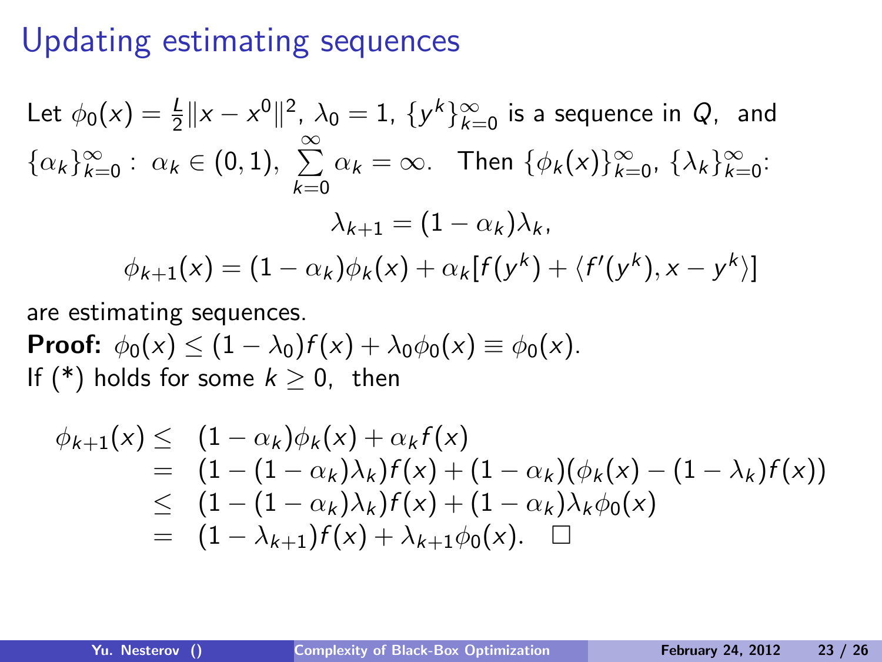# Updating estimating sequences

Let $\phi_0(x) = \frac{L}{2}\|x - x^0\|^2$, $\lambda_0 = 1$, $\{y^k\}_{k=0}^{\infty}$ is a sequence in $Q$, and $\{\alpha_k\}_{k=0}^{\infty}: \ \alpha_k \in (0,1), \ \sum\limits_{k=0}^{\infty} \alpha_k = \infty$. Then $\{\phi_k(x)\}_{k=0}^{\infty}$, $\{\lambda_k\}_{k=0}^{\infty}$:

$$\lambda_{k+1} = (1 - \alpha_k)\lambda_k,$$

$$\phi_{k+1}(x) = (1 - \alpha_k)\phi_k(x) + \alpha_k[f(y^k) + \langle f'(y^k), x - y^k \rangle]$$

are estimating sequences.

**Proof:** $\phi_0(x) \leq (1 - \lambda_0)f(x) + \lambda_0\phi_0(x) \equiv \phi_0(x)$.
If (*) holds for some $k \geq 0$, then

$$\begin{array}{rl} \phi_{k+1}(x) \leq & (1 - \alpha_k)\phi_k(x) + \alpha_k f(x) \\ = & (1 - (1 - \alpha_k)\lambda_k)f(x) + (1 - \alpha_k)(\phi_k(x) - (1 - \lambda_k)f(x)) \\ \leq & (1 - (1 - \alpha_k)\lambda_k)f(x) + (1 - \alpha_k)\lambda_k\phi_0(x) \\ = & (1 - \lambda_{k+1})f(x) + \lambda_{k+1}\phi_0(x). \quad \square \end{array}$$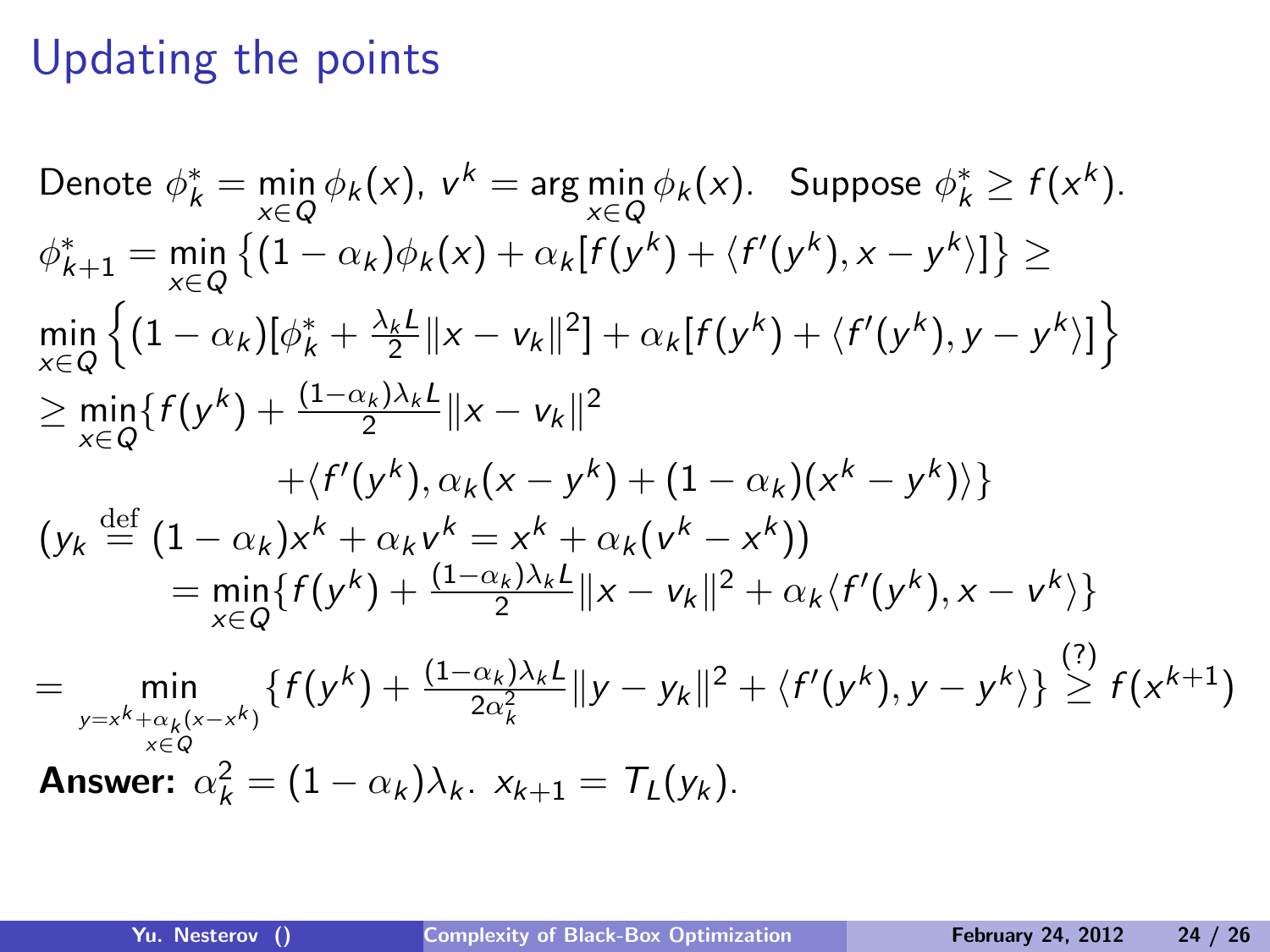# Updating the points

Denote $\phi_k^* = \min\limits_{x \in Q} \phi_k(x)$, $v^k = \arg\min\limits_{x \in Q} \phi_k(x)$. Suppose $\phi_k^* \geq f(x^k)$.

$$\phi_{k+1}^* = \min_{x \in Q} \left\{ (1-\alpha_k)\phi_k(x) + \alpha_k [f(y^k) + \langle f'(y^k), x - y^k \rangle] \right\} \geq$$

$$\min_{x \in Q} \Big\{ (1-\alpha_k)[\phi_k^* + \tfrac{\lambda_k L}{2}\|x - v_k\|^2] + \alpha_k [f(y^k) + \langle f'(y^k), y - y^k \rangle] \Big\}$$

$$\geq \min_{x \in Q} \{ f(y^k) + \tfrac{(1-\alpha_k)\lambda_k L}{2}\|x - v_k\|^2$$

$$+ \langle f'(y^k), \alpha_k(x - y^k) + (1-\alpha_k)(x^k - y^k) \rangle \}$$

$$(y_k \stackrel{\text{def}}{=} (1-\alpha_k)x^k + \alpha_k v^k = x^k + \alpha_k(v^k - x^k))$$

$$= \min_{x \in Q} \{ f(y^k) + \tfrac{(1-\alpha_k)\lambda_k L}{2}\|x - v_k\|^2 + \alpha_k \langle f'(y^k), x - v^k \rangle \}$$

$$= \min_{\substack{y = x^k + \alpha_k(x - x^k) \\ x \in Q}} \{ f(y^k) + \tfrac{(1-\alpha_k)\lambda_k L}{2\alpha_k^2}\|y - y_k\|^2 + \langle f'(y^k), y - y^k \rangle \} \stackrel{(?)}{\geq} f(x^{k+1})$$

**Answer:** $\alpha_k^2 = (1-\alpha_k)\lambda_k$. $x_{k+1} = T_L(y_k)$.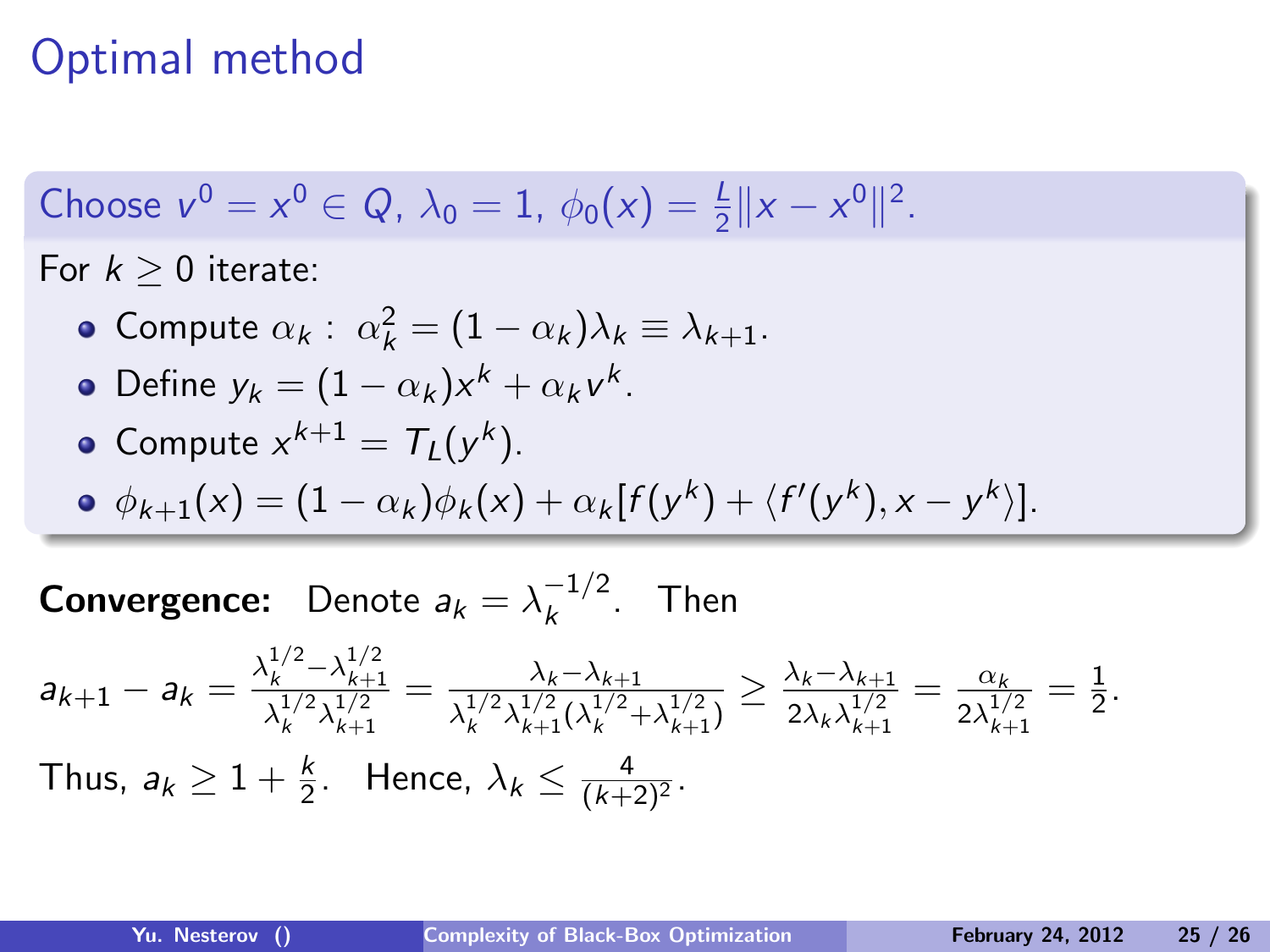# Optimal method

Choose $v^0 = x^0 \in Q$, $\lambda_0 = 1$, $\phi_0(x) = \frac{L}{2}\|x - x^0\|^2$.

For $k \geq 0$ iterate:

- Compute $\alpha_k$ : $\alpha_k^2 = (1 - \alpha_k)\lambda_k \equiv \lambda_{k+1}$.
- Define $y_k = (1 - \alpha_k)x^k + \alpha_k v^k$.
- Compute $x^{k+1} = T_L(y^k)$.
- $\phi_{k+1}(x) = (1 - \alpha_k)\phi_k(x) + \alpha_k[f(y^k) + \langle f'(y^k), x - y^k\rangle]$.

**Convergence:** Denote $a_k = \lambda_k^{-1/2}$. Then

$$a_{k+1} - a_k = \frac{\lambda_k^{1/2} - \lambda_{k+1}^{1/2}}{\lambda_k^{1/2}\lambda_{k+1}^{1/2}} = \frac{\lambda_k - \lambda_{k+1}}{\lambda_k^{1/2}\lambda_{k+1}^{1/2}(\lambda_k^{1/2} + \lambda_{k+1}^{1/2})} \geq \frac{\lambda_k - \lambda_{k+1}}{2\lambda_k\lambda_{k+1}^{1/2}} = \frac{\alpha_k}{2\lambda_{k+1}^{1/2}} = \frac{1}{2}.$$

Thus, $a_k \geq 1 + \frac{k}{2}$. Hence, $\lambda_k \leq \frac{4}{(k+2)^2}$.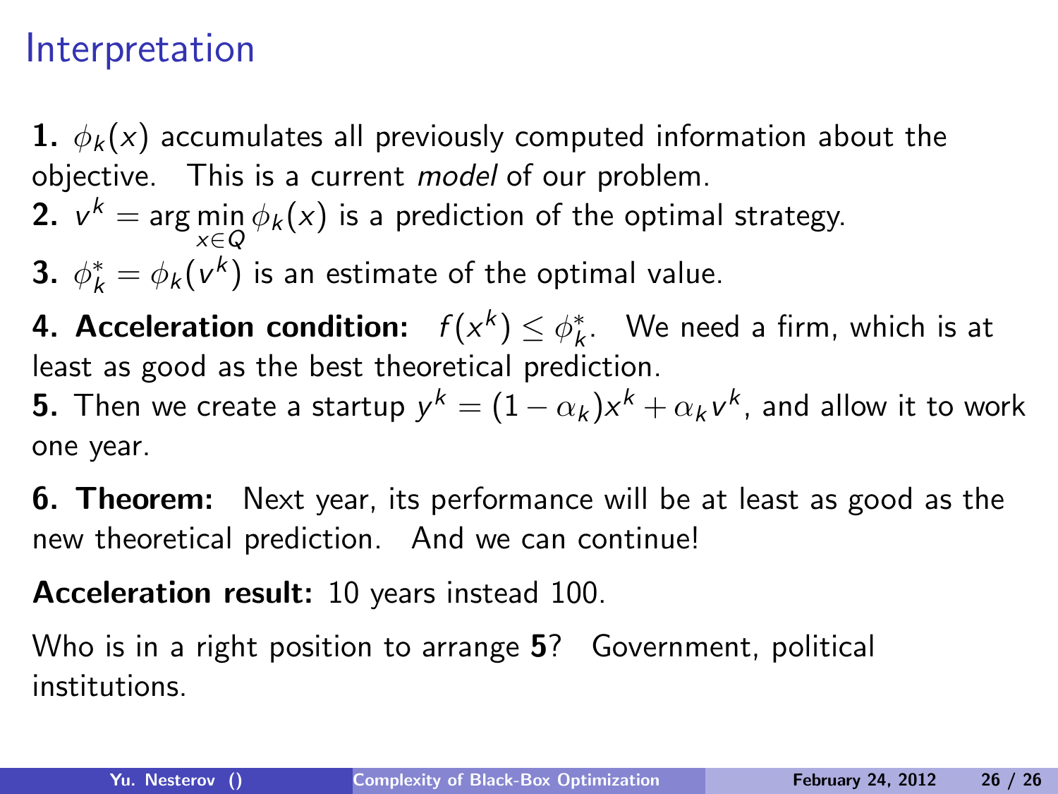# Interpretation

**1.** $\phi_k(x)$ accumulates all previously computed information about the objective. This is a current *model* of our problem.

**2.** $v^k = \arg\min_{x \in Q} \phi_k(x)$ is a prediction of the optimal strategy.

**3.** $\phi_k^* = \phi_k(v^k)$ is an estimate of the optimal value.

**4. Acceleration condition:** $f(x^k) \leq \phi_k^*$. We need a firm, which is at least as good as the best theoretical prediction.

**5.** Then we create a startup $y^k = (1 - \alpha_k)x^k + \alpha_k v^k$, and allow it to work one year.

**6. Theorem:** Next year, its performance will be at least as good as the new theoretical prediction. And we can continue!

**Acceleration result:** 10 years instead 100.

Who is in a right position to arrange **5**? Government, political institutions.